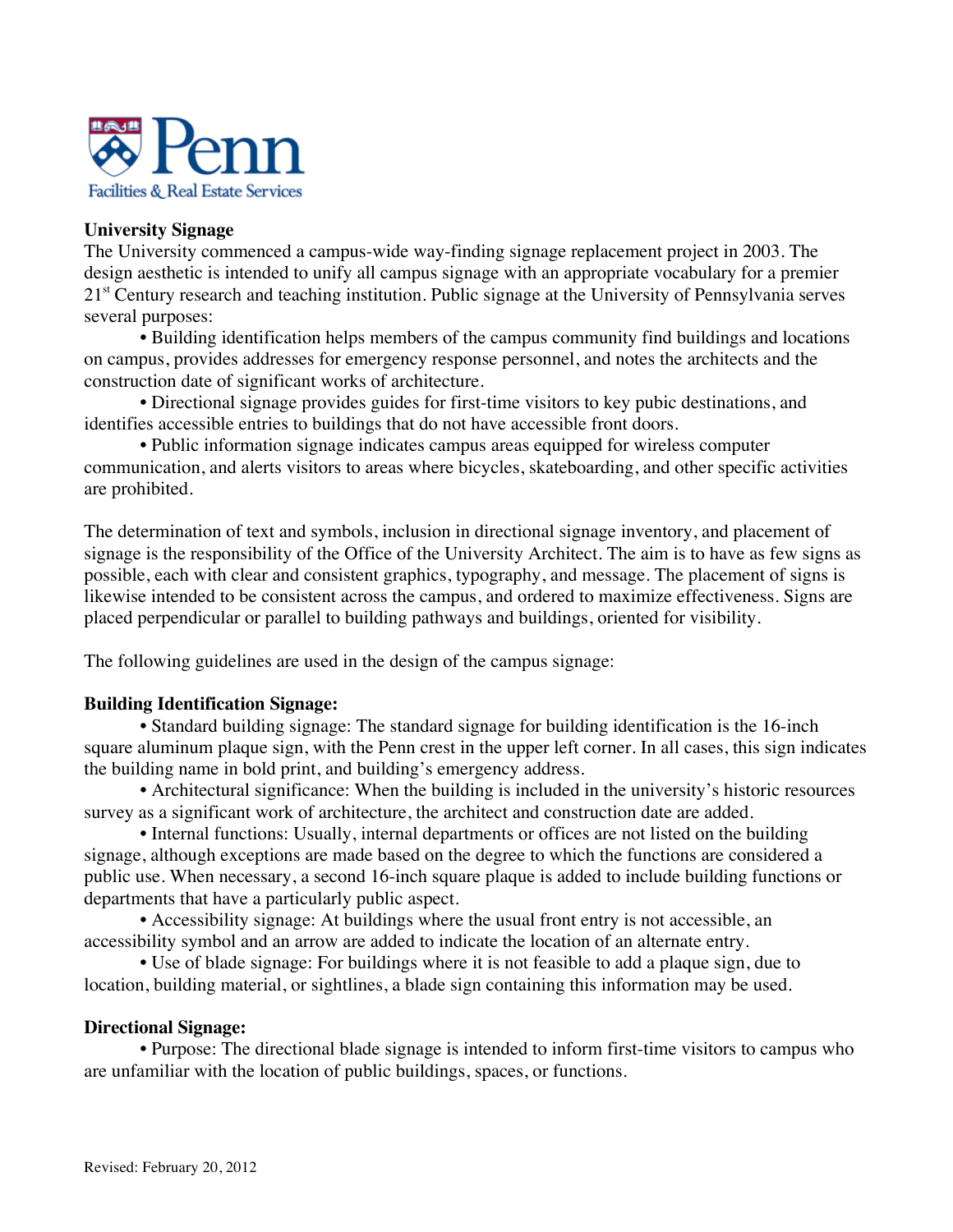Penn

Facilities & Real Estate Services

## University Signage

The University commenced a campus-wide way-finding signage replacement project in 2003. The design aesthetic is intended to unify all campus signage with an appropriate vocabulary for a premier 21st Century research and teaching institution. Public signage at the University of Pennsylvania serves several purposes:

- Building identification helps members of the campus community find buildings and locations on campus, provides addresses for emergency response personnel, and notes the architects and the construction date of significant works of architecture.
- Directional signage provides guides for first-time visitors to key pubic destinations, and identifies accessible entries to buildings that do not have accessible front doors.
- Public information signage indicates campus areas equipped for wireless computer communication, and alerts visitors to areas where bicycles, skateboarding, and other specific activities are prohibited.

The determination of text and symbols, inclusion in directional signage inventory, and placement of signage is the responsibility of the Office of the University Architect. The aim is to have as few signs as possible, each with clear and consistent graphics, typography, and message. The placement of signs is likewise intended to be consistent across the campus, and ordered to maximize effectiveness. Signs are placed perpendicular or parallel to building pathways and buildings, oriented for visibility.

The following guidelines are used in the design of the campus signage:

### Building Identification Signage:

- Standard building signage: The standard signage for building identification is the 16-inch square aluminum plaque sign, with the Penn crest in the upper left corner. In all cases, this sign indicates the building name in bold print, and building's emergency address.
- Architectural significance: When the building is included in the university's historic resources survey as a significant work of architecture, the architect and construction date are added.
- Internal functions: Usually, internal departments or offices are not listed on the building signage, although exceptions are made based on the degree to which the functions are considered a public use. When necessary, a second 16-inch square plaque is added to include building functions or departments that have a particularly public aspect.
- Accessibility signage: At buildings where the usual front entry is not accessible, an accessibility symbol and an arrow are added to indicate the location of an alternate entry.
- Use of blade signage: For buildings where it is not feasible to add a plaque sign, due to location, building material, or sightlines, a blade sign containing this information may be used.

### Directional Signage:

- Purpose: The directional blade signage is intended to inform first-time visitors to campus who are unfamiliar with the location of public buildings, spaces, or functions.

Revised: February 20, 2012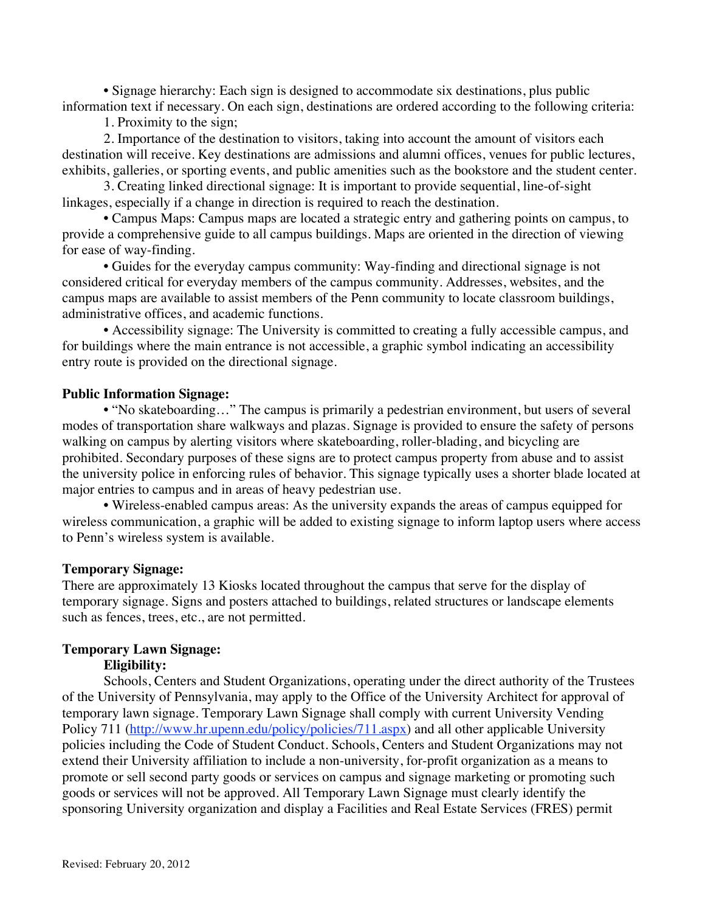• Signage hierarchy: Each sign is designed to accommodate six destinations, plus public information text if necessary. On each sign, destinations are ordered according to the following criteria:

1. Proximity to the sign;

2. Importance of the destination to visitors, taking into account the amount of visitors each destination will receive. Key destinations are admissions and alumni offices, venues for public lectures, exhibits, galleries, or sporting events, and public amenities such as the bookstore and the student center.

3. Creating linked directional signage: It is important to provide sequential, line-of-sight linkages, especially if a change in direction is required to reach the destination.

• Campus Maps: Campus maps are located a strategic entry and gathering points on campus, to provide a comprehensive guide to all campus buildings. Maps are oriented in the direction of viewing for ease of way-finding.

• Guides for the everyday campus community: Way-finding and directional signage is not considered critical for everyday members of the campus community. Addresses, websites, and the campus maps are available to assist members of the Penn community to locate classroom buildings, administrative offices, and academic functions.

• Accessibility signage: The University is committed to creating a fully accessible campus, and for buildings where the main entrance is not accessible, a graphic symbol indicating an accessibility entry route is provided on the directional signage.

**Public Information Signage:**

• "No skateboarding…" The campus is primarily a pedestrian environment, but users of several modes of transportation share walkways and plazas. Signage is provided to ensure the safety of persons walking on campus by alerting visitors where skateboarding, roller-blading, and bicycling are prohibited. Secondary purposes of these signs are to protect campus property from abuse and to assist the university police in enforcing rules of behavior. This signage typically uses a shorter blade located at major entries to campus and in areas of heavy pedestrian use.

• Wireless-enabled campus areas: As the university expands the areas of campus equipped for wireless communication, a graphic will be added to existing signage to inform laptop users where access to Penn's wireless system is available.

**Temporary Signage:**

There are approximately 13 Kiosks located throughout the campus that serve for the display of temporary signage. Signs and posters attached to buildings, related structures or landscape elements such as fences, trees, etc., are not permitted.

**Temporary Lawn Signage:**

**Eligibility:**

Schools, Centers and Student Organizations, operating under the direct authority of the Trustees of the University of Pennsylvania, may apply to the Office of the University Architect for approval of temporary lawn signage. Temporary Lawn Signage shall comply with current University Vending Policy 711 (http://www.hr.upenn.edu/policy/policies/711.aspx) and all other applicable University policies including the Code of Student Conduct. Schools, Centers and Student Organizations may not extend their University affiliation to include a non-university, for-profit organization as a means to promote or sell second party goods or services on campus and signage marketing or promoting such goods or services will not be approved. All Temporary Lawn Signage must clearly identify the sponsoring University organization and display a Facilities and Real Estate Services (FRES) permit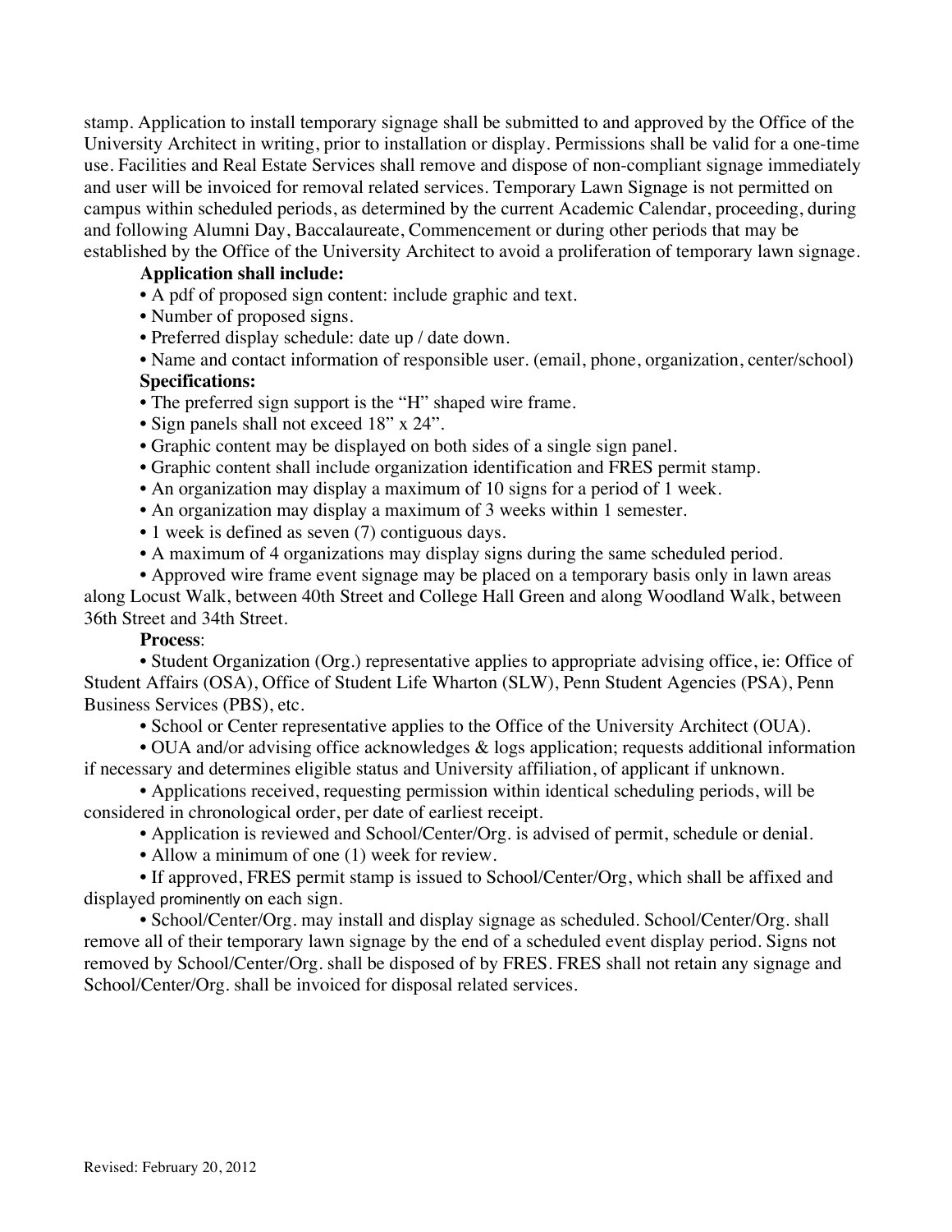stamp. Application to install temporary signage shall be submitted to and approved by the Office of the University Architect in writing, prior to installation or display. Permissions shall be valid for a one-time use. Facilities and Real Estate Services shall remove and dispose of non-compliant signage immediately and user will be invoiced for removal related services. Temporary Lawn Signage is not permitted on campus within scheduled periods, as determined by the current Academic Calendar, proceeding, during and following Alumni Day, Baccalaureate, Commencement or during other periods that may be established by the Office of the University Architect to avoid a proliferation of temporary lawn signage.

**Application shall include:**

- A pdf of proposed sign content: include graphic and text.
- Number of proposed signs.
- Preferred display schedule: date up / date down.
- Name and contact information of responsible user. (email, phone, organization, center/school)

**Specifications:**

- The preferred sign support is the "H" shaped wire frame.
- Sign panels shall not exceed 18" x 24".
- Graphic content may be displayed on both sides of a single sign panel.
- Graphic content shall include organization identification and FRES permit stamp.
- An organization may display a maximum of 10 signs for a period of 1 week.
- An organization may display a maximum of 3 weeks within 1 semester.
- 1 week is defined as seven (7) contiguous days.
- A maximum of 4 organizations may display signs during the same scheduled period.
- Approved wire frame event signage may be placed on a temporary basis only in lawn areas along Locust Walk, between 40th Street and College Hall Green and along Woodland Walk, between 36th Street and 34th Street.

**Process**:

- Student Organization (Org.) representative applies to appropriate advising office, ie: Office of Student Affairs (OSA), Office of Student Life Wharton (SLW), Penn Student Agencies (PSA), Penn Business Services (PBS), etc.
- School or Center representative applies to the Office of the University Architect (OUA).
- OUA and/or advising office acknowledges & logs application; requests additional information if necessary and determines eligible status and University affiliation, of applicant if unknown.
- Applications received, requesting permission within identical scheduling periods, will be considered in chronological order, per date of earliest receipt.
- Application is reviewed and School/Center/Org. is advised of permit, schedule or denial.
- Allow a minimum of one (1) week for review.
- If approved, FRES permit stamp is issued to School/Center/Org, which shall be affixed and displayed prominently on each sign.
- School/Center/Org. may install and display signage as scheduled. School/Center/Org. shall remove all of their temporary lawn signage by the end of a scheduled event display period. Signs not removed by School/Center/Org. shall be disposed of by FRES. FRES shall not retain any signage and School/Center/Org. shall be invoiced for disposal related services.

Revised: February 20, 2012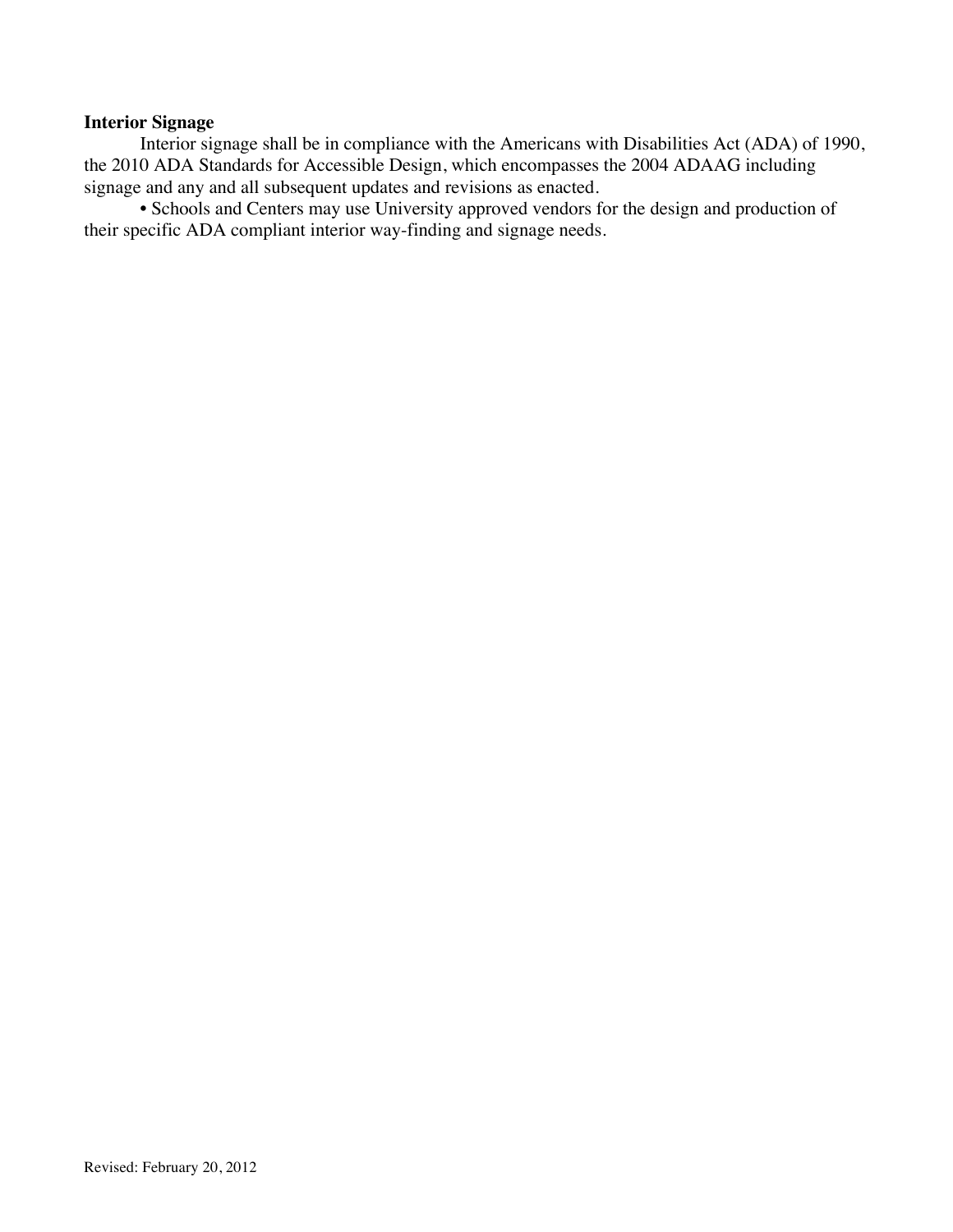**Interior Signage**

Interior signage shall be in compliance with the Americans with Disabilities Act (ADA) of 1990, the 2010 ADA Standards for Accessible Design, which encompasses the 2004 ADAAG including signage and any and all subsequent updates and revisions as enacted.

• Schools and Centers may use University approved vendors for the design and production of their specific ADA compliant interior way-finding and signage needs.

Revised: February 20, 2012